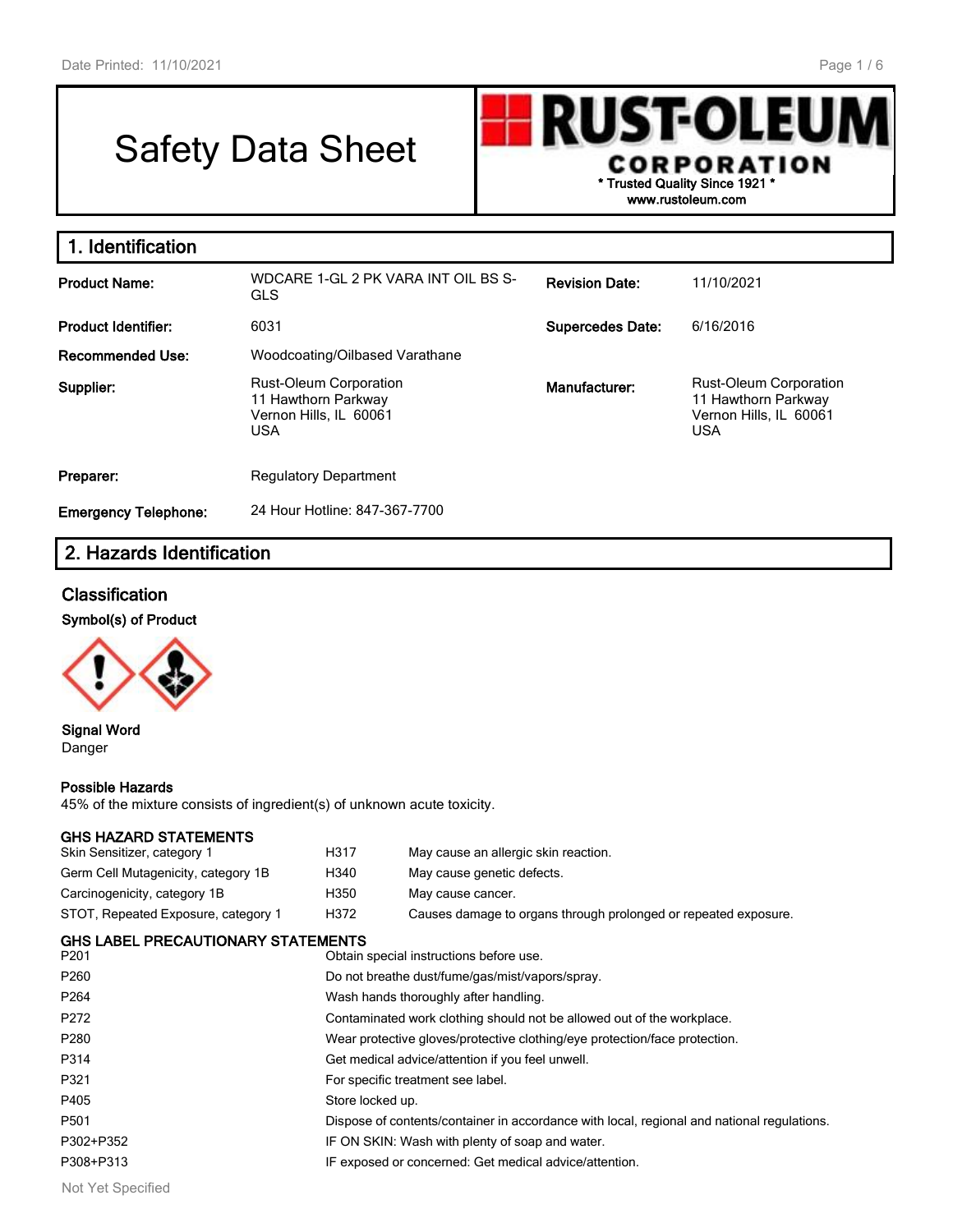# Safety Data Sheet

**RUST-OLEUM CORPORATION**
\* Trusted Quality Since 1921 \*
www.rustoleum.com

## 1. Identification

| | | | |
|---|---|---|---|
| **Product Name:** | WDCARE 1-GL 2 PK VARA INT OIL BS S-GLS | **Revision Date:** | 11/10/2021 |
| **Product Identifier:** | 6031 | **Supercedes Date:** | 6/16/2016 |
| **Recommended Use:** | Woodcoating/Oilbased Varathane | | |
| **Supplier:** | Rust-Oleum Corporation<br>11 Hawthorn Parkway<br>Vernon Hills, IL 60061<br>USA | **Manufacturer:** | Rust-Oleum Corporation<br>11 Hawthorn Parkway<br>Vernon Hills, IL 60061<br>USA |
| **Preparer:** | Regulatory Department | | |
| **Emergency Telephone:** | 24 Hour Hotline: 847-367-7700 | | |

## 2. Hazards Identification

### Classification

**Symbol(s) of Product**

**Signal Word**
Danger

**Possible Hazards**
45% of the mixture consists of ingredient(s) of unknown acute toxicity.

**GHS HAZARD STATEMENTS**

| | | |
|---|---|---|
| Skin Sensitizer, category 1 | H317 | May cause an allergic skin reaction. |
| Germ Cell Mutagenicity, category 1B | H340 | May cause genetic defects. |
| Carcinogenicity, category 1B | H350 | May cause cancer. |
| STOT, Repeated Exposure, category 1 | H372 | Causes damage to organs through prolonged or repeated exposure. |

**GHS LABEL PRECAUTIONARY STATEMENTS**

| | |
|---|---|
| P201 | Obtain special instructions before use. |
| P260 | Do not breathe dust/fume/gas/mist/vapors/spray. |
| P264 | Wash hands thoroughly after handling. |
| P272 | Contaminated work clothing should not be allowed out of the workplace. |
| P280 | Wear protective gloves/protective clothing/eye protection/face protection. |
| P314 | Get medical advice/attention if you feel unwell. |
| P321 | For specific treatment see label. |
| P405 | Store locked up. |
| P501 | Dispose of contents/container in accordance with local, regional and national regulations. |
| P302+P352 | IF ON SKIN: Wash with plenty of soap and water. |
| P308+P313 | IF exposed or concerned: Get medical advice/attention. |

Not Yet Specified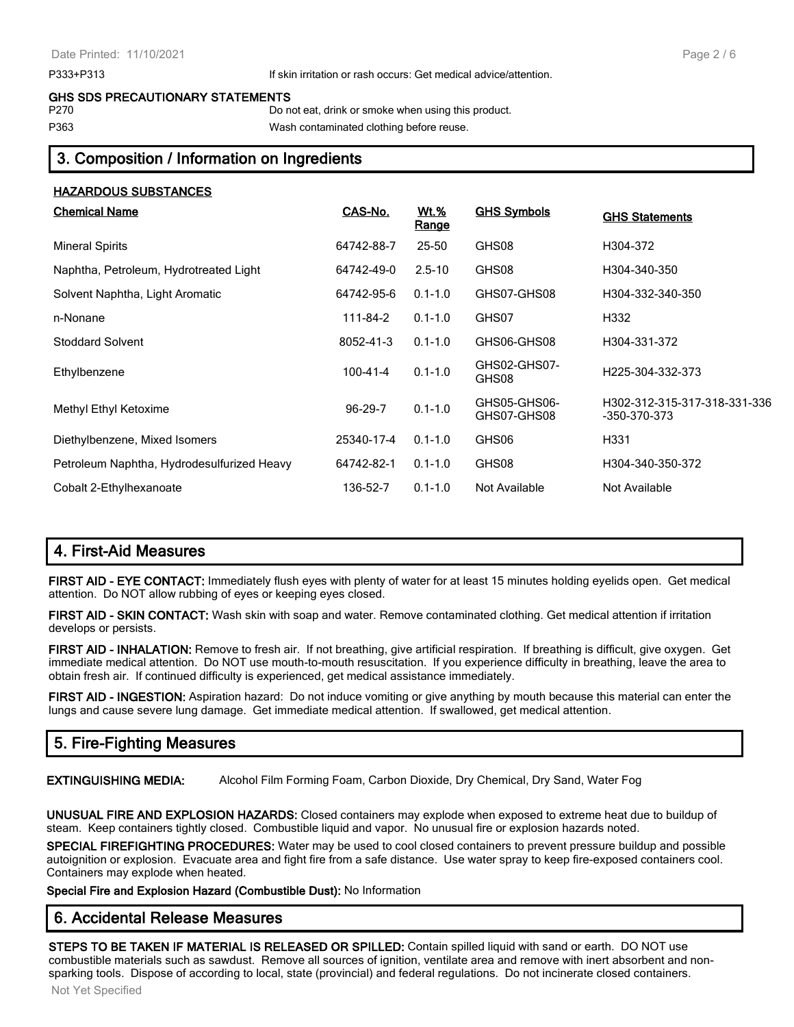P333+P313 If skin irritation or rash occurs: Get medical advice/attention.

**GHS SDS PRECAUTIONARY STATEMENTS**

P270 Do not eat, drink or smoke when using this product.

P363 Wash contaminated clothing before reuse.

## 3. Composition / Information on Ingredients

**HAZARDOUS SUBSTANCES**

| Chemical Name | CAS-No. | Wt.% Range | GHS Symbols | GHS Statements |
|---|---|---|---|---|
| Mineral Spirits | 64742-88-7 | 25-50 | GHS08 | H304-372 |
| Naphtha, Petroleum, Hydrotreated Light | 64742-49-0 | 2.5-10 | GHS08 | H304-340-350 |
| Solvent Naphtha, Light Aromatic | 64742-95-6 | 0.1-1.0 | GHS07-GHS08 | H304-332-340-350 |
| n-Nonane | 111-84-2 | 0.1-1.0 | GHS07 | H332 |
| Stoddard Solvent | 8052-41-3 | 0.1-1.0 | GHS06-GHS08 | H304-331-372 |
| Ethylbenzene | 100-41-4 | 0.1-1.0 | GHS02-GHS07-GHS08 | H225-304-332-373 |
| Methyl Ethyl Ketoxime | 96-29-7 | 0.1-1.0 | GHS05-GHS06-GHS07-GHS08 | H302-312-315-317-318-331-336-350-370-373 |
| Diethylbenzene, Mixed Isomers | 25340-17-4 | 0.1-1.0 | GHS06 | H331 |
| Petroleum Naphtha, Hydrodesulfurized Heavy | 64742-82-1 | 0.1-1.0 | GHS08 | H304-340-350-372 |
| Cobalt 2-Ethylhexanoate | 136-52-7 | 0.1-1.0 | Not Available | Not Available |

## 4. First-Aid Measures

**FIRST AID - EYE CONTACT:** Immediately flush eyes with plenty of water for at least 15 minutes holding eyelids open. Get medical attention. Do NOT allow rubbing of eyes or keeping eyes closed.

**FIRST AID - SKIN CONTACT:** Wash skin with soap and water. Remove contaminated clothing. Get medical attention if irritation develops or persists.

**FIRST AID - INHALATION:** Remove to fresh air. If not breathing, give artificial respiration. If breathing is difficult, give oxygen. Get immediate medical attention. Do NOT use mouth-to-mouth resuscitation. If you experience difficulty in breathing, leave the area to obtain fresh air. If continued difficulty is experienced, get medical assistance immediately.

**FIRST AID - INGESTION:** Aspiration hazard: Do not induce vomiting or give anything by mouth because this material can enter the lungs and cause severe lung damage. Get immediate medical attention. If swallowed, get medical attention.

## 5. Fire-Fighting Measures

**EXTINGUISHING MEDIA:** Alcohol Film Forming Foam, Carbon Dioxide, Dry Chemical, Dry Sand, Water Fog

**UNUSUAL FIRE AND EXPLOSION HAZARDS:** Closed containers may explode when exposed to extreme heat due to buildup of steam. Keep containers tightly closed. Combustible liquid and vapor. No unusual fire or explosion hazards noted.

**SPECIAL FIREFIGHTING PROCEDURES:** Water may be used to cool closed containers to prevent pressure buildup and possible autoignition or explosion. Evacuate area and fight fire from a safe distance. Use water spray to keep fire-exposed containers cool. Containers may explode when heated.

**Special Fire and Explosion Hazard (Combustible Dust):** No Information

## 6. Accidental Release Measures

**STEPS TO BE TAKEN IF MATERIAL IS RELEASED OR SPILLED:** Contain spilled liquid with sand or earth. DO NOT use combustible materials such as sawdust. Remove all sources of ignition, ventilate area and remove with inert absorbent and non-sparking tools. Dispose of according to local, state (provincial) and federal regulations. Do not incinerate closed containers.

Not Yet Specified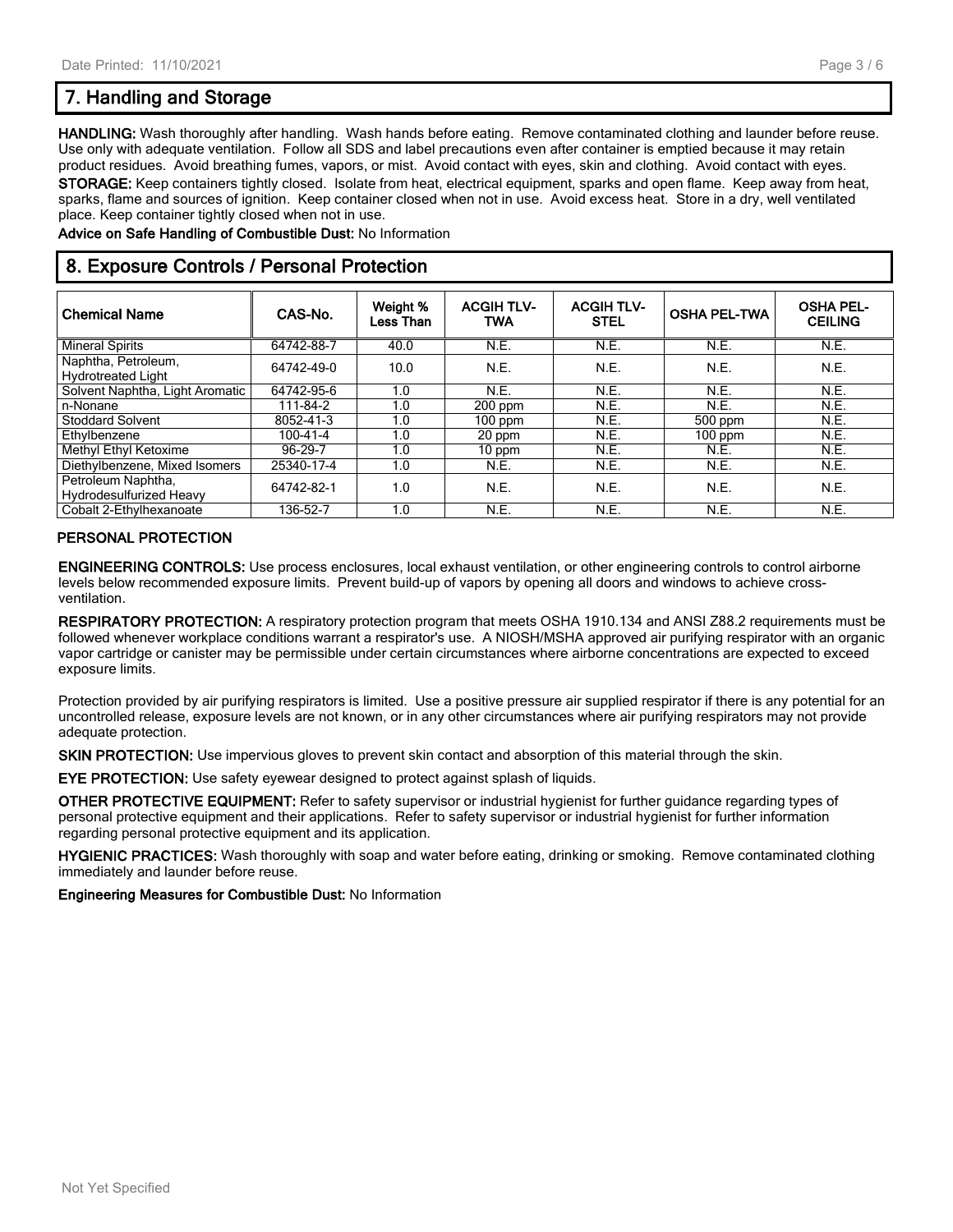## 7. Handling and Storage

**HANDLING:** Wash thoroughly after handling. Wash hands before eating. Remove contaminated clothing and launder before reuse. Use only with adequate ventilation. Follow all SDS and label precautions even after container is emptied because it may retain product residues. Avoid breathing fumes, vapors, or mist. Avoid contact with eyes, skin and clothing. Avoid contact with eyes.

**STORAGE:** Keep containers tightly closed. Isolate from heat, electrical equipment, sparks and open flame. Keep away from heat, sparks, flame and sources of ignition. Keep container closed when not in use. Avoid excess heat. Store in a dry, well ventilated place. Keep container tightly closed when not in use.

**Advice on Safe Handling of Combustible Dust:** No Information

## 8. Exposure Controls / Personal Protection

| Chemical Name | CAS-No. | Weight % Less Than | ACGIH TLV-TWA | ACGIH TLV-STEL | OSHA PEL-TWA | OSHA PEL-CEILING |
|---|---|---|---|---|---|---|
| Mineral Spirits | 64742-88-7 | 40.0 | N.E. | N.E. | N.E. | N.E. |
| Naphtha, Petroleum, Hydrotreated Light | 64742-49-0 | 10.0 | N.E. | N.E. | N.E. | N.E. |
| Solvent Naphtha, Light Aromatic | 64742-95-6 | 1.0 | N.E. | N.E. | N.E. | N.E. |
| n-Nonane | 111-84-2 | 1.0 | 200 ppm | N.E. | N.E. | N.E. |
| Stoddard Solvent | 8052-41-3 | 1.0 | 100 ppm | N.E. | 500 ppm | N.E. |
| Ethylbenzene | 100-41-4 | 1.0 | 20 ppm | N.E. | 100 ppm | N.E. |
| Methyl Ethyl Ketoxime | 96-29-7 | 1.0 | 10 ppm | N.E. | N.E. | N.E. |
| Diethylbenzene, Mixed Isomers | 25340-17-4 | 1.0 | N.E. | N.E. | N.E. | N.E. |
| Petroleum Naphtha, Hydrodesulfurized Heavy | 64742-82-1 | 1.0 | N.E. | N.E. | N.E. | N.E. |
| Cobalt 2-Ethylhexanoate | 136-52-7 | 1.0 | N.E. | N.E. | N.E. | N.E. |

### PERSONAL PROTECTION

**ENGINEERING CONTROLS:** Use process enclosures, local exhaust ventilation, or other engineering controls to control airborne levels below recommended exposure limits. Prevent build-up of vapors by opening all doors and windows to achieve cross-ventilation.

**RESPIRATORY PROTECTION:** A respiratory protection program that meets OSHA 1910.134 and ANSI Z88.2 requirements must be followed whenever workplace conditions warrant a respirator's use. A NIOSH/MSHA approved air purifying respirator with an organic vapor cartridge or canister may be permissible under certain circumstances where airborne concentrations are expected to exceed exposure limits.

Protection provided by air purifying respirators is limited. Use a positive pressure air supplied respirator if there is any potential for an uncontrolled release, exposure levels are not known, or in any other circumstances where air purifying respirators may not provide adequate protection.

**SKIN PROTECTION:** Use impervious gloves to prevent skin contact and absorption of this material through the skin.

**EYE PROTECTION:** Use safety eyewear designed to protect against splash of liquids.

**OTHER PROTECTIVE EQUIPMENT:** Refer to safety supervisor or industrial hygienist for further guidance regarding types of personal protective equipment and their applications. Refer to safety supervisor or industrial hygienist for further information regarding personal protective equipment and its application.

**HYGIENIC PRACTICES:** Wash thoroughly with soap and water before eating, drinking or smoking. Remove contaminated clothing immediately and launder before reuse.

**Engineering Measures for Combustible Dust:** No Information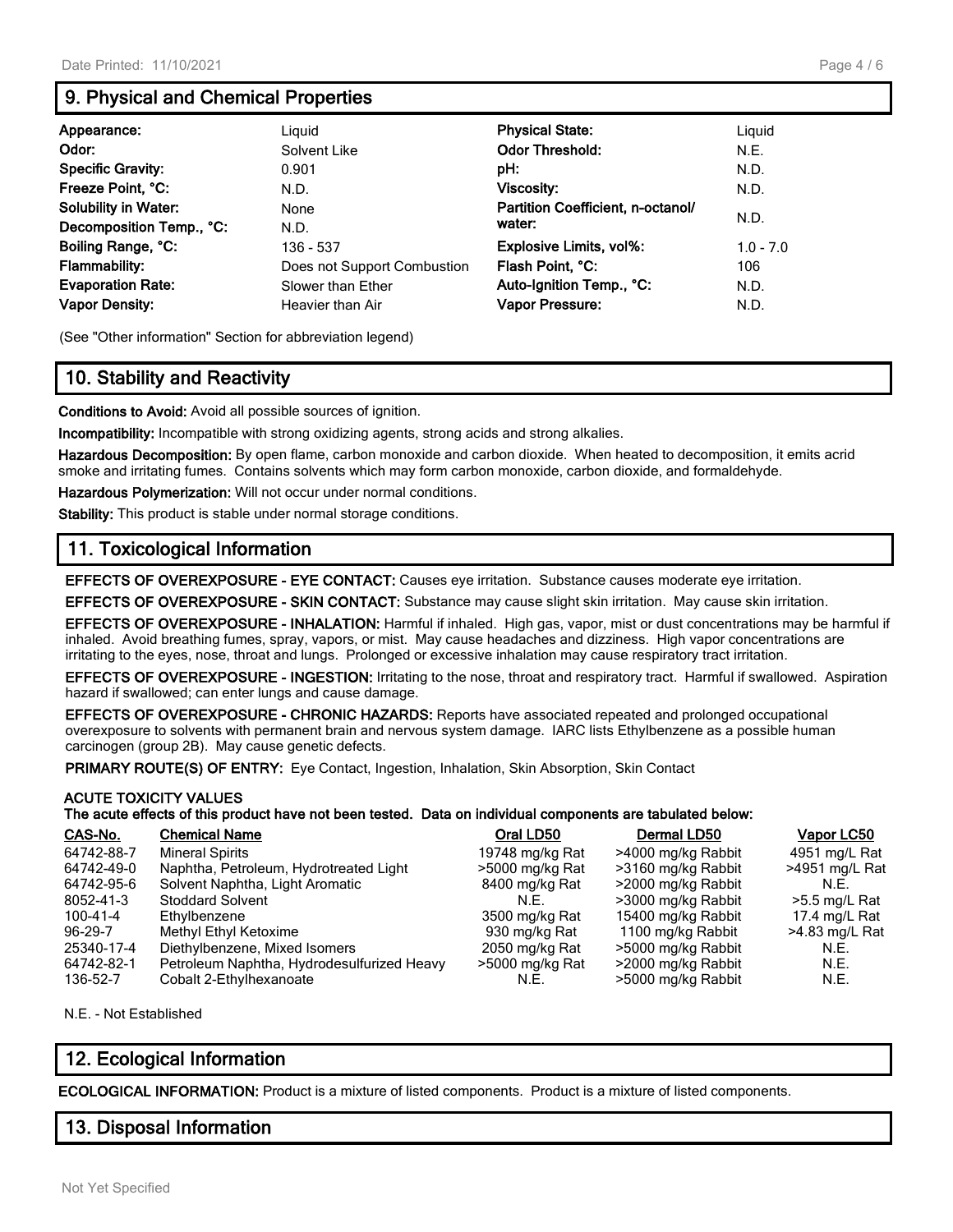## 9. Physical and Chemical Properties

| | | | |
|---|---|---|---|
| **Appearance:** | Liquid | **Physical State:** | Liquid |
| **Odor:** | Solvent Like | **Odor Threshold:** | N.E. |
| **Specific Gravity:** | 0.901 | **pH:** | N.D. |
| **Freeze Point, °C:** | N.D. | **Viscosity:** | N.D. |
| **Solubility in Water:** | None | **Partition Coefficient, n-octanol/ water:** | N.D. |
| **Decomposition Temp., °C:** | N.D. | | |
| **Boiling Range, °C:** | 136 - 537 | **Explosive Limits, vol%:** | 1.0 - 7.0 |
| **Flammability:** | Does not Support Combustion | **Flash Point, °C:** | 106 |
| **Evaporation Rate:** | Slower than Ether | **Auto-Ignition Temp., °C:** | N.D. |
| **Vapor Density:** | Heavier than Air | **Vapor Pressure:** | N.D. |

(See "Other information" Section for abbreviation legend)

## 10. Stability and Reactivity

**Conditions to Avoid:** Avoid all possible sources of ignition.

**Incompatibility:** Incompatible with strong oxidizing agents, strong acids and strong alkalies.

**Hazardous Decomposition:** By open flame, carbon monoxide and carbon dioxide. When heated to decomposition, it emits acrid smoke and irritating fumes. Contains solvents which may form carbon monoxide, carbon dioxide, and formaldehyde.

**Hazardous Polymerization:** Will not occur under normal conditions.

**Stability:** This product is stable under normal storage conditions.

## 11. Toxicological Information

**EFFECTS OF OVEREXPOSURE - EYE CONTACT:** Causes eye irritation. Substance causes moderate eye irritation.

**EFFECTS OF OVEREXPOSURE - SKIN CONTACT:** Substance may cause slight skin irritation. May cause skin irritation.

**EFFECTS OF OVEREXPOSURE - INHALATION:** Harmful if inhaled. High gas, vapor, mist or dust concentrations may be harmful if inhaled. Avoid breathing fumes, spray, vapors, or mist. May cause headaches and dizziness. High vapor concentrations are irritating to the eyes, nose, throat and lungs. Prolonged or excessive inhalation may cause respiratory tract irritation.

**EFFECTS OF OVEREXPOSURE - INGESTION:** Irritating to the nose, throat and respiratory tract. Harmful if swallowed. Aspiration hazard if swallowed; can enter lungs and cause damage.

**EFFECTS OF OVEREXPOSURE - CHRONIC HAZARDS:** Reports have associated repeated and prolonged occupational overexposure to solvents with permanent brain and nervous system damage. IARC lists Ethylbenzene as a possible human carcinogen (group 2B). May cause genetic defects.

**PRIMARY ROUTE(S) OF ENTRY:** Eye Contact, Ingestion, Inhalation, Skin Absorption, Skin Contact

**ACUTE TOXICITY VALUES**
**The acute effects of this product have not been tested. Data on individual components are tabulated below:**

| CAS-No. | Chemical Name | Oral LD50 | Dermal LD50 | Vapor LC50 |
|---|---|---|---|---|
| 64742-88-7 | Mineral Spirits | 19748 mg/kg Rat | >4000 mg/kg Rabbit | 4951 mg/L Rat |
| 64742-49-0 | Naphtha, Petroleum, Hydrotreated Light | >5000 mg/kg Rat | >3160 mg/kg Rabbit | >4951 mg/L Rat |
| 64742-95-6 | Solvent Naphtha, Light Aromatic | 8400 mg/kg Rat | >2000 mg/kg Rabbit | N.E. |
| 8052-41-3 | Stoddard Solvent | N.E. | >3000 mg/kg Rabbit | >5.5 mg/L Rat |
| 100-41-4 | Ethylbenzene | 3500 mg/kg Rat | 15400 mg/kg Rabbit | 17.4 mg/L Rat |
| 96-29-7 | Methyl Ethyl Ketoxime | 930 mg/kg Rat | 1100 mg/kg Rabbit | >4.83 mg/L Rat |
| 25340-17-4 | Diethylbenzene, Mixed Isomers | 2050 mg/kg Rat | >5000 mg/kg Rabbit | N.E. |
| 64742-82-1 | Petroleum Naphtha, Hydrodesulfurized Heavy | >5000 mg/kg Rat | >2000 mg/kg Rabbit | N.E. |
| 136-52-7 | Cobalt 2-Ethylhexanoate | N.E. | >5000 mg/kg Rabbit | N.E. |

N.E. - Not Established

## 12. Ecological Information

**ECOLOGICAL INFORMATION:** Product is a mixture of listed components. Product is a mixture of listed components.

## 13. Disposal Information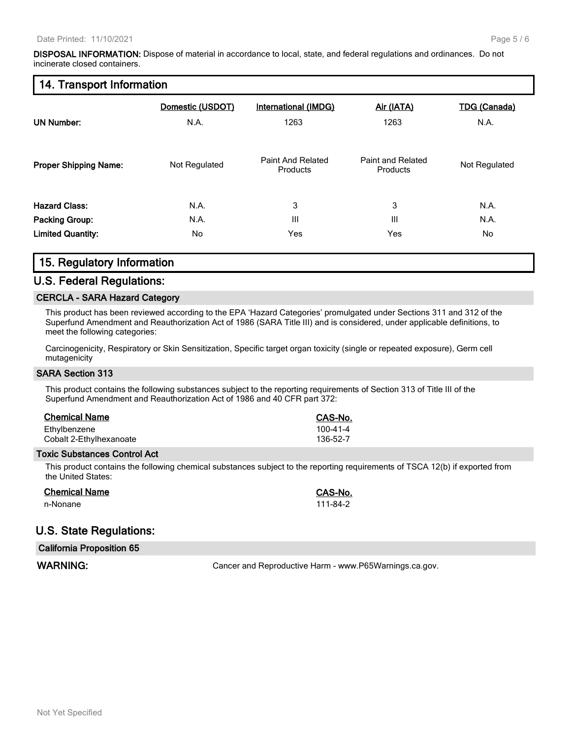**DISPOSAL INFORMATION:** Dispose of material in accordance to local, state, and federal regulations and ordinances. Do not incinerate closed containers.

## 14. Transport Information

| | Domestic (USDOT) | International (IMDG) | Air (IATA) | TDG (Canada) |
|---|---|---|---|---|
| **UN Number:** | N.A. | 1263 | 1263 | N.A. |
| **Proper Shipping Name:** | Not Regulated | Paint And Related Products | Paint and Related Products | Not Regulated |
| **Hazard Class:** | N.A. | 3 | 3 | N.A. |
| **Packing Group:** | N.A. | III | III | N.A. |
| **Limited Quantity:** | No | Yes | Yes | No |

## 15. Regulatory Information

## U.S. Federal Regulations:

### CERCLA - SARA Hazard Category

This product has been reviewed according to the EPA 'Hazard Categories' promulgated under Sections 311 and 312 of the Superfund Amendment and Reauthorization Act of 1986 (SARA Title III) and is considered, under applicable definitions, to meet the following categories:

Carcinogenicity, Respiratory or Skin Sensitization, Specific target organ toxicity (single or repeated exposure), Germ cell mutagenicity

### SARA Section 313

This product contains the following substances subject to the reporting requirements of Section 313 of Title III of the Superfund Amendment and Reauthorization Act of 1986 and 40 CFR part 372:

| Chemical Name | CAS-No. |
|---|---|
| Ethylbenzene | 100-41-4 |
| Cobalt 2-Ethylhexanoate | 136-52-7 |

### Toxic Substances Control Act

This product contains the following chemical substances subject to the reporting requirements of TSCA 12(b) if exported from the United States:

| Chemical Name | CAS-No. |
|---|---|
| n-Nonane | 111-84-2 |

## U.S. State Regulations:

### California Proposition 65

**WARNING:** Cancer and Reproductive Harm - www.P65Warnings.ca.gov.

Not Yet Specified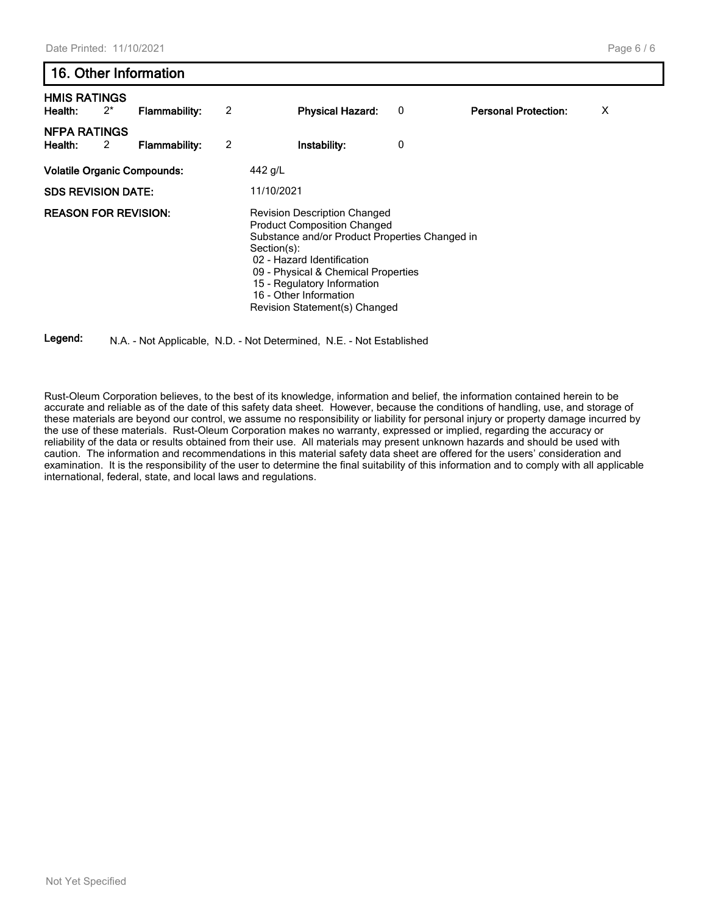## 16. Other Information

**HMIS RATINGS**

| | | | | | | | |
|---|---|---|---|---|---|---|---|
| **Health:** | 2* | **Flammability:** | 2 | **Physical Hazard:** | 0 | **Personal Protection:** | X |

**NFPA RATINGS**

| | | | | | |
|---|---|---|---|---|---|
| **Health:** | 2 | **Flammability:** | 2 | **Instability:** | 0 |

**Volatile Organic Compounds:** 442 g/L

**SDS REVISION DATE:** 11/10/2021

**REASON FOR REVISION:**

Revision Description Changed
Product Composition Changed
Substance and/or Product Properties Changed in Section(s):
- 02 - Hazard Identification
- 09 - Physical & Chemical Properties
- 15 - Regulatory Information
- 16 - Other Information

Revision Statement(s) Changed

**Legend:** N.A. - Not Applicable, N.D. - Not Determined, N.E. - Not Established

Rust-Oleum Corporation believes, to the best of its knowledge, information and belief, the information contained herein to be accurate and reliable as of the date of this safety data sheet. However, because the conditions of handling, use, and storage of these materials are beyond our control, we assume no responsibility or liability for personal injury or property damage incurred by the use of these materials. Rust-Oleum Corporation makes no warranty, expressed or implied, regarding the accuracy or reliability of the data or results obtained from their use. All materials may present unknown hazards and should be used with caution. The information and recommendations in this material safety data sheet are offered for the users' consideration and examination. It is the responsibility of the user to determine the final suitability of this information and to comply with all applicable international, federal, state, and local laws and regulations.